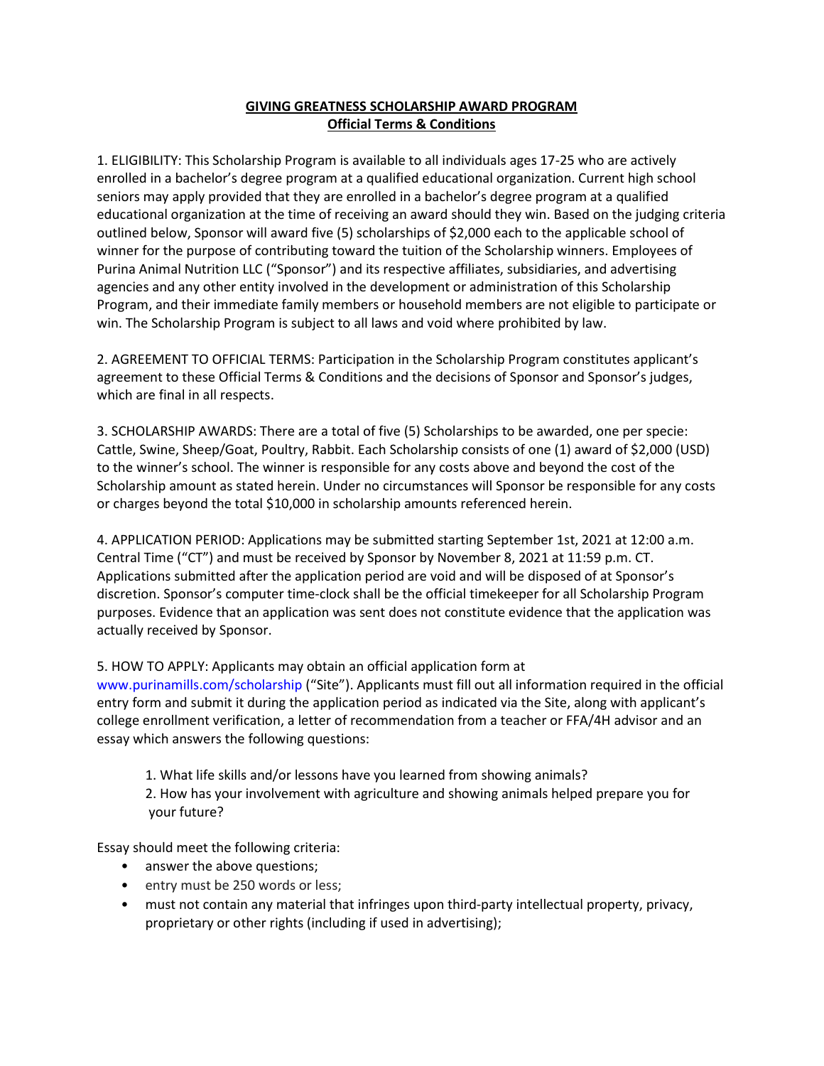# GIVING GREATNESS SCHOLARSHIP AWARD PROGRAM
## Official Terms & Conditions

1. ELIGIBILITY: This Scholarship Program is available to all individuals ages 17-25 who are actively enrolled in a bachelor's degree program at a qualified educational organization. Current high school seniors may apply provided that they are enrolled in a bachelor's degree program at a qualified educational organization at the time of receiving an award should they win. Based on the judging criteria outlined below, Sponsor will award five (5) scholarships of $2,000 each to the applicable school of winner for the purpose of contributing toward the tuition of the Scholarship winners. Employees of Purina Animal Nutrition LLC ("Sponsor") and its respective affiliates, subsidiaries, and advertising agencies and any other entity involved in the development or administration of this Scholarship Program, and their immediate family members or household members are not eligible to participate or win. The Scholarship Program is subject to all laws and void where prohibited by law.

2. AGREEMENT TO OFFICIAL TERMS: Participation in the Scholarship Program constitutes applicant's agreement to these Official Terms & Conditions and the decisions of Sponsor and Sponsor's judges, which are final in all respects.

3. SCHOLARSHIP AWARDS: There are a total of five (5) Scholarships to be awarded, one per specie: Cattle, Swine, Sheep/Goat, Poultry, Rabbit. Each Scholarship consists of one (1) award of $2,000 (USD) to the winner's school. The winner is responsible for any costs above and beyond the cost of the Scholarship amount as stated herein. Under no circumstances will Sponsor be responsible for any costs or charges beyond the total $10,000 in scholarship amounts referenced herein.

4. APPLICATION PERIOD: Applications may be submitted starting September 1st, 2021 at 12:00 a.m. Central Time ("CT") and must be received by Sponsor by November 8, 2021 at 11:59 p.m. CT. Applications submitted after the application period are void and will be disposed of at Sponsor's discretion. Sponsor's computer time-clock shall be the official timekeeper for all Scholarship Program purposes. Evidence that an application was sent does not constitute evidence that the application was actually received by Sponsor.

5. HOW TO APPLY: Applicants may obtain an official application form at www.purinamills.com/scholarship ("Site"). Applicants must fill out all information required in the official entry form and submit it during the application period as indicated via the Site, along with applicant's college enrollment verification, a letter of recommendation from a teacher or FFA/4H advisor and an essay which answers the following questions:

1. What life skills and/or lessons have you learned from showing animals?
2. How has your involvement with agriculture and showing animals helped prepare you for your future?

Essay should meet the following criteria:

- answer the above questions;
- entry must be 250 words or less;
- must not contain any material that infringes upon third-party intellectual property, privacy, proprietary or other rights (including if used in advertising);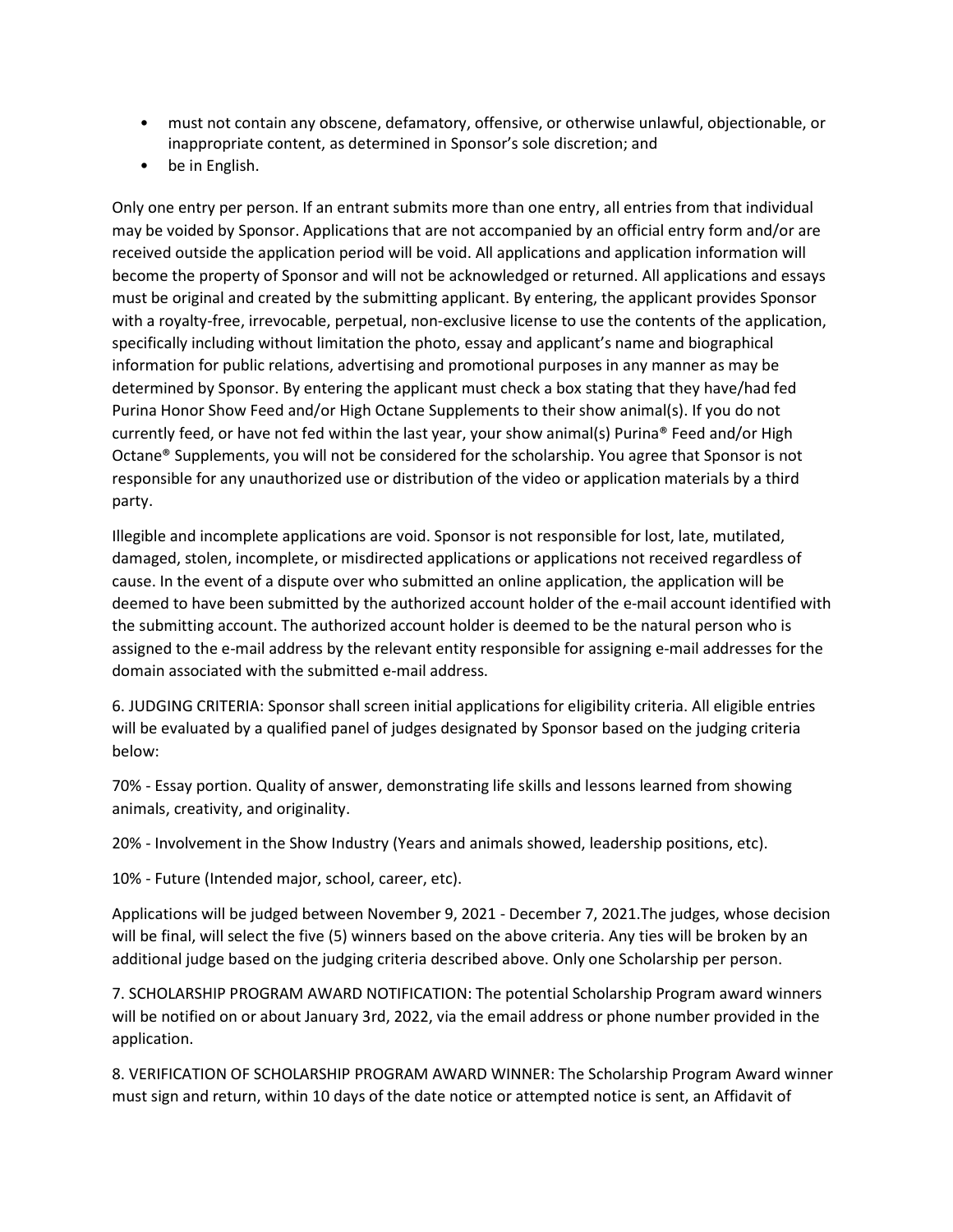- must not contain any obscene, defamatory, offensive, or otherwise unlawful, objectionable, or inappropriate content, as determined in Sponsor's sole discretion; and
- be in English.

Only one entry per person. If an entrant submits more than one entry, all entries from that individual may be voided by Sponsor. Applications that are not accompanied by an official entry form and/or are received outside the application period will be void. All applications and application information will become the property of Sponsor and will not be acknowledged or returned. All applications and essays must be original and created by the submitting applicant. By entering, the applicant provides Sponsor with a royalty-free, irrevocable, perpetual, non-exclusive license to use the contents of the application, specifically including without limitation the photo, essay and applicant's name and biographical information for public relations, advertising and promotional purposes in any manner as may be determined by Sponsor. By entering the applicant must check a box stating that they have/had fed Purina Honor Show Feed and/or High Octane Supplements to their show animal(s). If you do not currently feed, or have not fed within the last year, your show animal(s) Purina® Feed and/or High Octane® Supplements, you will not be considered for the scholarship. You agree that Sponsor is not responsible for any unauthorized use or distribution of the video or application materials by a third party.

Illegible and incomplete applications are void. Sponsor is not responsible for lost, late, mutilated, damaged, stolen, incomplete, or misdirected applications or applications not received regardless of cause. In the event of a dispute over who submitted an online application, the application will be deemed to have been submitted by the authorized account holder of the e-mail account identified with the submitting account. The authorized account holder is deemed to be the natural person who is assigned to the e-mail address by the relevant entity responsible for assigning e-mail addresses for the domain associated with the submitted e-mail address.

6. JUDGING CRITERIA: Sponsor shall screen initial applications for eligibility criteria. All eligible entries will be evaluated by a qualified panel of judges designated by Sponsor based on the judging criteria below:

70% - Essay portion. Quality of answer, demonstrating life skills and lessons learned from showing animals, creativity, and originality.

20% - Involvement in the Show Industry (Years and animals showed, leadership positions, etc).

10% - Future (Intended major, school, career, etc).

Applications will be judged between November 9, 2021 - December 7, 2021.The judges, whose decision will be final, will select the five (5) winners based on the above criteria. Any ties will be broken by an additional judge based on the judging criteria described above. Only one Scholarship per person.

7. SCHOLARSHIP PROGRAM AWARD NOTIFICATION: The potential Scholarship Program award winners will be notified on or about January 3rd, 2022, via the email address or phone number provided in the application.

8. VERIFICATION OF SCHOLARSHIP PROGRAM AWARD WINNER: The Scholarship Program Award winner must sign and return, within 10 days of the date notice or attempted notice is sent, an Affidavit of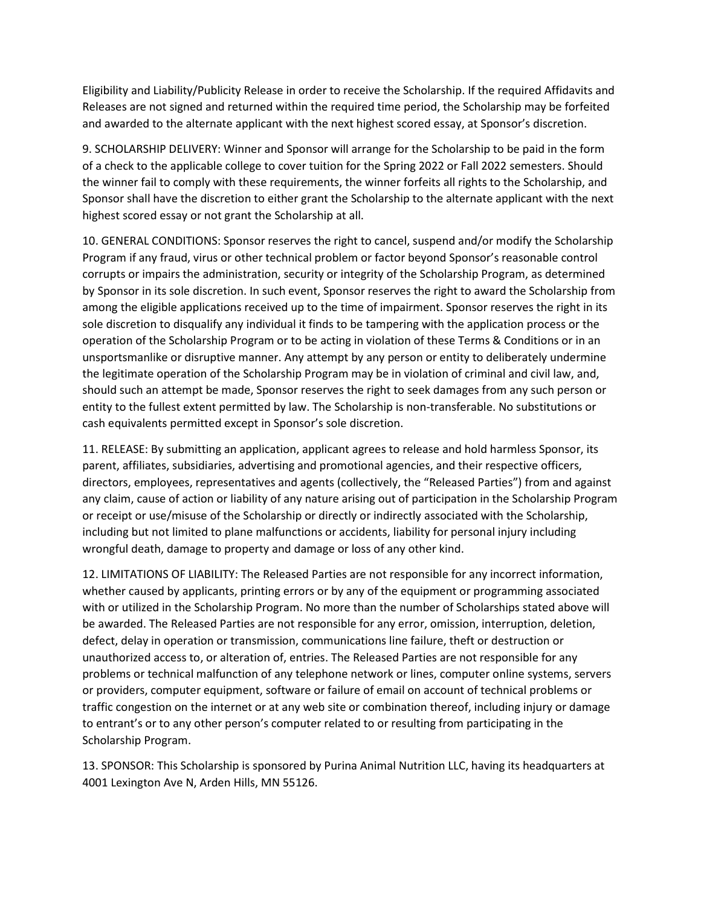Eligibility and Liability/Publicity Release in order to receive the Scholarship. If the required Affidavits and Releases are not signed and returned within the required time period, the Scholarship may be forfeited and awarded to the alternate applicant with the next highest scored essay, at Sponsor's discretion.

9. SCHOLARSHIP DELIVERY: Winner and Sponsor will arrange for the Scholarship to be paid in the form of a check to the applicable college to cover tuition for the Spring 2022 or Fall 2022 semesters. Should the winner fail to comply with these requirements, the winner forfeits all rights to the Scholarship, and Sponsor shall have the discretion to either grant the Scholarship to the alternate applicant with the next highest scored essay or not grant the Scholarship at all.

10. GENERAL CONDITIONS: Sponsor reserves the right to cancel, suspend and/or modify the Scholarship Program if any fraud, virus or other technical problem or factor beyond Sponsor's reasonable control corrupts or impairs the administration, security or integrity of the Scholarship Program, as determined by Sponsor in its sole discretion. In such event, Sponsor reserves the right to award the Scholarship from among the eligible applications received up to the time of impairment. Sponsor reserves the right in its sole discretion to disqualify any individual it finds to be tampering with the application process or the operation of the Scholarship Program or to be acting in violation of these Terms & Conditions or in an unsportsmanlike or disruptive manner. Any attempt by any person or entity to deliberately undermine the legitimate operation of the Scholarship Program may be in violation of criminal and civil law, and, should such an attempt be made, Sponsor reserves the right to seek damages from any such person or entity to the fullest extent permitted by law. The Scholarship is non-transferable. No substitutions or cash equivalents permitted except in Sponsor's sole discretion.

11. RELEASE: By submitting an application, applicant agrees to release and hold harmless Sponsor, its parent, affiliates, subsidiaries, advertising and promotional agencies, and their respective officers, directors, employees, representatives and agents (collectively, the "Released Parties") from and against any claim, cause of action or liability of any nature arising out of participation in the Scholarship Program or receipt or use/misuse of the Scholarship or directly or indirectly associated with the Scholarship, including but not limited to plane malfunctions or accidents, liability for personal injury including wrongful death, damage to property and damage or loss of any other kind.

12. LIMITATIONS OF LIABILITY: The Released Parties are not responsible for any incorrect information, whether caused by applicants, printing errors or by any of the equipment or programming associated with or utilized in the Scholarship Program. No more than the number of Scholarships stated above will be awarded. The Released Parties are not responsible for any error, omission, interruption, deletion, defect, delay in operation or transmission, communications line failure, theft or destruction or unauthorized access to, or alteration of, entries. The Released Parties are not responsible for any problems or technical malfunction of any telephone network or lines, computer online systems, servers or providers, computer equipment, software or failure of email on account of technical problems or traffic congestion on the internet or at any web site or combination thereof, including injury or damage to entrant's or to any other person's computer related to or resulting from participating in the Scholarship Program.

13. SPONSOR: This Scholarship is sponsored by Purina Animal Nutrition LLC, having its headquarters at 4001 Lexington Ave N, Arden Hills, MN 55126.